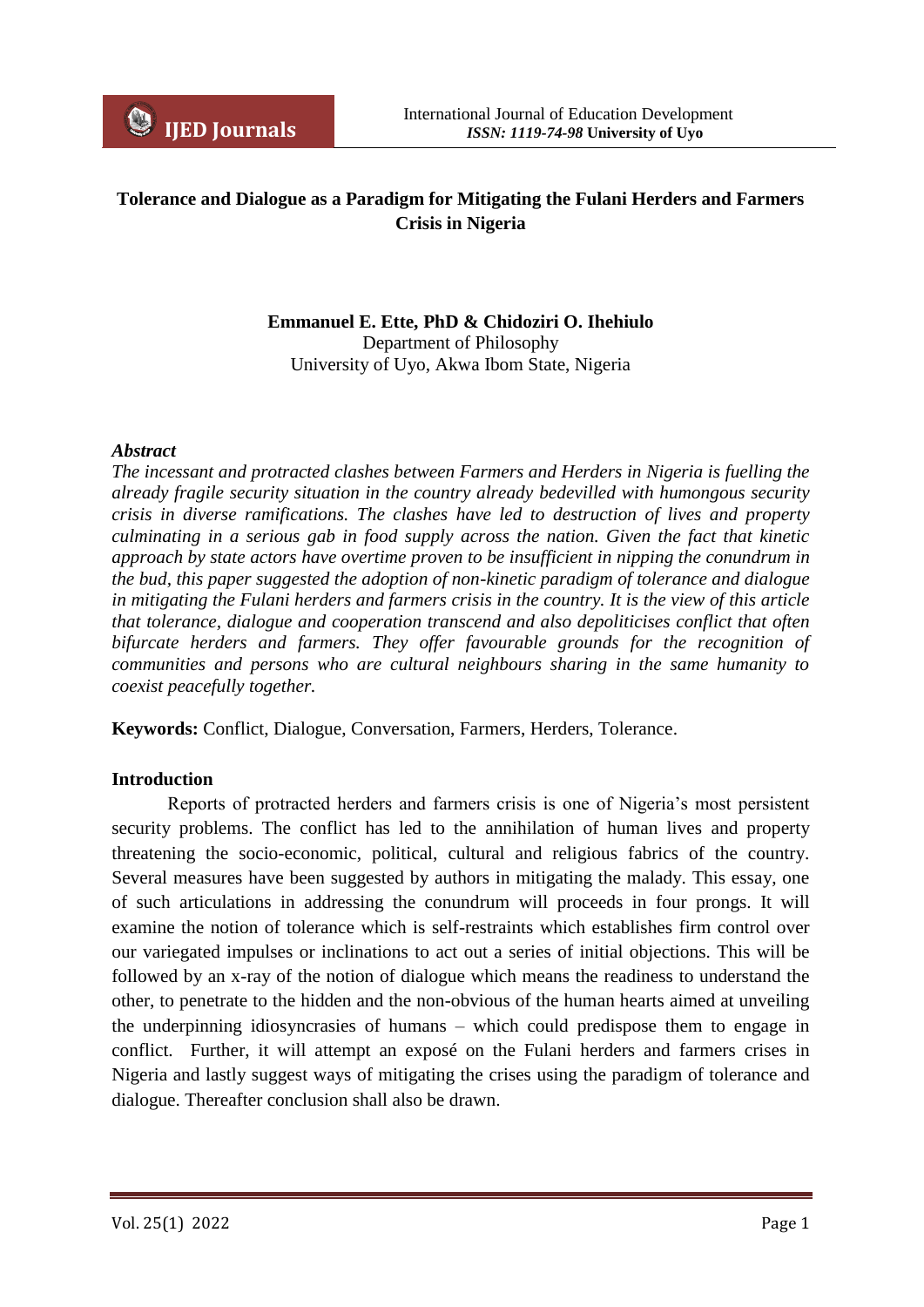# Tolerance and Dialogue as a Paradigm for Mitigating the Fulani Herders and Farmers Crisis in Nigeria

**Emmanuel E. Ette, PhD & Chidoziri O. Ihehiulo**
Department of Philosophy
University of Uyo, Akwa Ibom State, Nigeria

***Abstract***

*The incessant and protracted clashes between Farmers and Herders in Nigeria is fuelling the already fragile security situation in the country already bedevilled with humongous security crisis in diverse ramifications. The clashes have led to destruction of lives and property culminating in a serious gab in food supply across the nation. Given the fact that kinetic approach by state actors have overtime proven to be insufficient in nipping the conundrum in the bud, this paper suggested the adoption of non-kinetic paradigm of tolerance and dialogue in mitigating the Fulani herders and farmers crisis in the country. It is the view of this article that tolerance, dialogue and cooperation transcend and also depoliticises conflict that often bifurcate herders and farmers. They offer favourable grounds for the recognition of communities and persons who are cultural neighbours sharing in the same humanity to coexist peacefully together.*

**Keywords:** Conflict, Dialogue, Conversation, Farmers, Herders, Tolerance.

## Introduction

Reports of protracted herders and farmers crisis is one of Nigeria's most persistent security problems. The conflict has led to the annihilation of human lives and property threatening the socio-economic, political, cultural and religious fabrics of the country. Several measures have been suggested by authors in mitigating the malady. This essay, one of such articulations in addressing the conundrum will proceeds in four prongs. It will examine the notion of tolerance which is self-restraints which establishes firm control over our variegated impulses or inclinations to act out a series of initial objections. This will be followed by an x-ray of the notion of dialogue which means the readiness to understand the other, to penetrate to the hidden and the non-obvious of the human hearts aimed at unveiling the underpinning idiosyncrasies of humans – which could predispose them to engage in conflict. Further, it will attempt an exposé on the Fulani herders and farmers crises in Nigeria and lastly suggest ways of mitigating the crises using the paradigm of tolerance and dialogue. Thereafter conclusion shall also be drawn.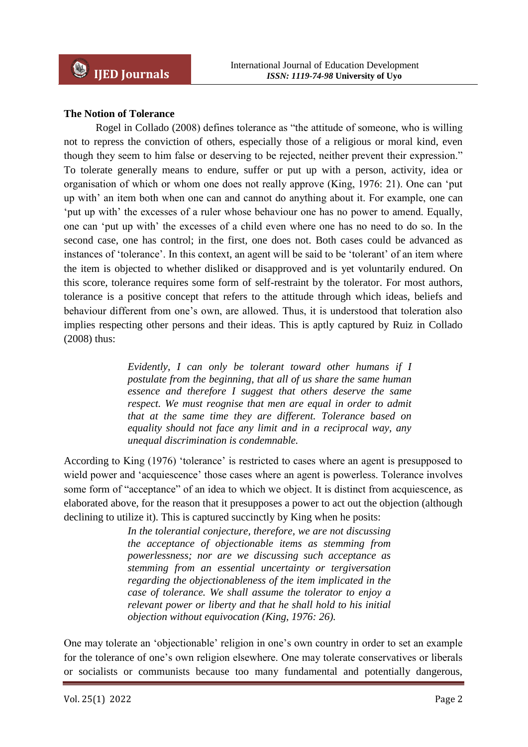**The Notion of Tolerance**

Rogel in Collado (2008) defines tolerance as "the attitude of someone, who is willing not to repress the conviction of others, especially those of a religious or moral kind, even though they seem to him false or deserving to be rejected, neither prevent their expression." To tolerate generally means to endure, suffer or put up with a person, activity, idea or organisation of which or whom one does not really approve (King, 1976: 21). One can 'put up with' an item both when one can and cannot do anything about it. For example, one can 'put up with' the excesses of a ruler whose behaviour one has no power to amend. Equally, one can 'put up with' the excesses of a child even where one has no need to do so. In the second case, one has control; in the first, one does not. Both cases could be advanced as instances of 'tolerance'. In this context, an agent will be said to be 'tolerant' of an item where the item is objected to whether disliked or disapproved and is yet voluntarily endured. On this score, tolerance requires some form of self-restraint by the tolerator. For most authors, tolerance is a positive concept that refers to the attitude through which ideas, beliefs and behaviour different from one's own, are allowed. Thus, it is understood that toleration also implies respecting other persons and their ideas. This is aptly captured by Ruiz in Collado (2008) thus:

> *Evidently, I can only be tolerant toward other humans if I postulate from the beginning, that all of us share the same human essence and therefore I suggest that others deserve the same respect. We must reognise that men are equal in order to admit that at the same time they are different. Tolerance based on equality should not face any limit and in a reciprocal way, any unequal discrimination is condemnable.*

According to King (1976) 'tolerance' is restricted to cases where an agent is presupposed to wield power and 'acquiescence' those cases where an agent is powerless. Tolerance involves some form of "acceptance" of an idea to which we object. It is distinct from acquiescence, as elaborated above, for the reason that it presupposes a power to act out the objection (although declining to utilize it). This is captured succinctly by King when he posits:

> *In the tolerantial conjecture, therefore, we are not discussing the acceptance of objectionable items as stemming from powerlessness; nor are we discussing such acceptance as stemming from an essential uncertainty or tergiversation regarding the objectionableness of the item implicated in the case of tolerance. We shall assume the tolerator to enjoy a relevant power or liberty and that he shall hold to his initial objection without equivocation (King, 1976: 26).*

One may tolerate an 'objectionable' religion in one's own country in order to set an example for the tolerance of one's own religion elsewhere. One may tolerate conservatives or liberals or socialists or communists because too many fundamental and potentially dangerous,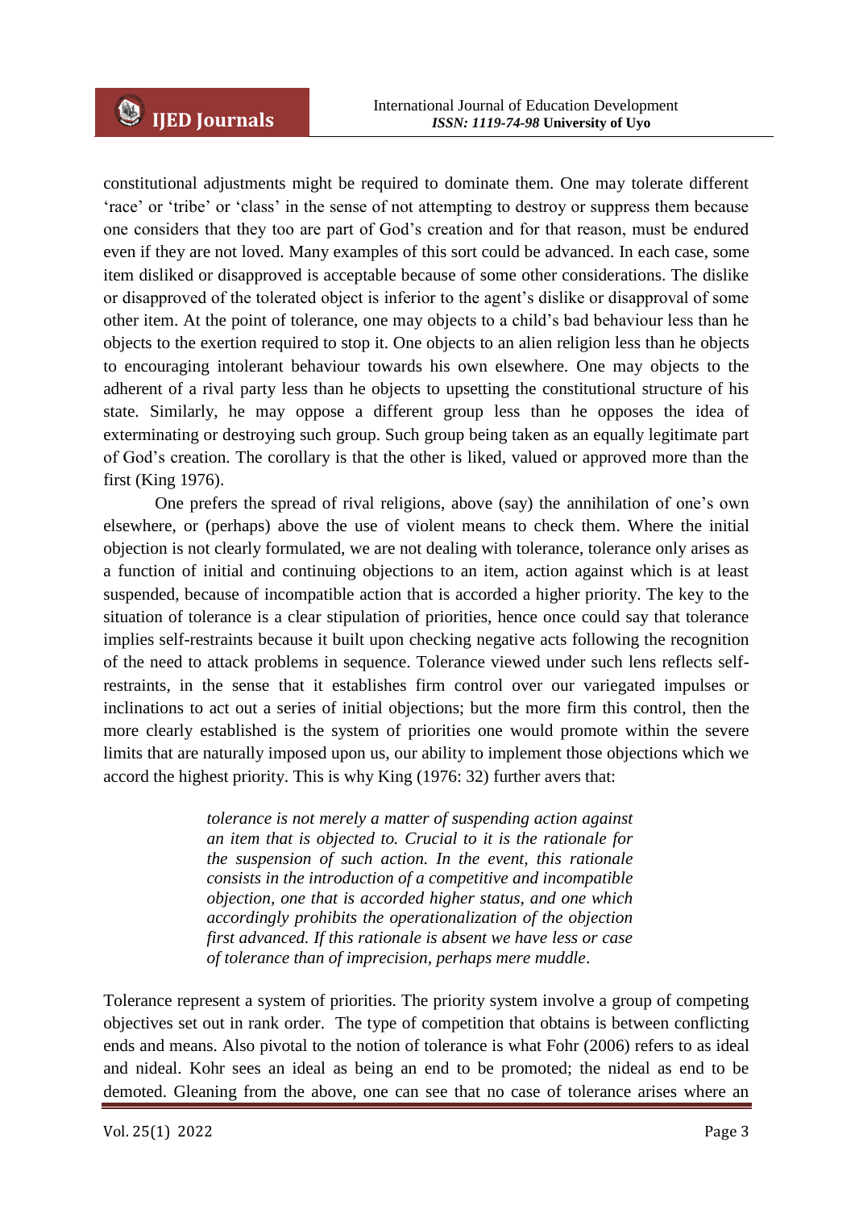constitutional adjustments might be required to dominate them. One may tolerate different 'race' or 'tribe' or 'class' in the sense of not attempting to destroy or suppress them because one considers that they too are part of God's creation and for that reason, must be endured even if they are not loved. Many examples of this sort could be advanced. In each case, some item disliked or disapproved is acceptable because of some other considerations. The dislike or disapproved of the tolerated object is inferior to the agent's dislike or disapproval of some other item. At the point of tolerance, one may objects to a child's bad behaviour less than he objects to the exertion required to stop it. One objects to an alien religion less than he objects to encouraging intolerant behaviour towards his own elsewhere. One may objects to the adherent of a rival party less than he objects to upsetting the constitutional structure of his state. Similarly, he may oppose a different group less than he opposes the idea of exterminating or destroying such group. Such group being taken as an equally legitimate part of God's creation. The corollary is that the other is liked, valued or approved more than the first (King 1976).

One prefers the spread of rival religions, above (say) the annihilation of one's own elsewhere, or (perhaps) above the use of violent means to check them. Where the initial objection is not clearly formulated, we are not dealing with tolerance, tolerance only arises as a function of initial and continuing objections to an item, action against which is at least suspended, because of incompatible action that is accorded a higher priority. The key to the situation of tolerance is a clear stipulation of priorities, hence once could say that tolerance implies self-restraints because it built upon checking negative acts following the recognition of the need to attack problems in sequence. Tolerance viewed under such lens reflects self-restraints, in the sense that it establishes firm control over our variegated impulses or inclinations to act out a series of initial objections; but the more firm this control, then the more clearly established is the system of priorities one would promote within the severe limits that are naturally imposed upon us, our ability to implement those objections which we accord the highest priority. This is why King (1976: 32) further avers that:

> *tolerance is not merely a matter of suspending action against an item that is objected to. Crucial to it is the rationale for the suspension of such action. In the event, this rationale consists in the introduction of a competitive and incompatible objection, one that is accorded higher status, and one which accordingly prohibits the operationalization of the objection first advanced. If this rationale is absent we have less or case of tolerance than of imprecision, perhaps mere muddle*.

Tolerance represent a system of priorities. The priority system involve a group of competing objectives set out in rank order. The type of competition that obtains is between conflicting ends and means. Also pivotal to the notion of tolerance is what Fohr (2006) refers to as ideal and nideal. Kohr sees an ideal as being an end to be promoted; the nideal as end to be demoted. Gleaning from the above, one can see that no case of tolerance arises where an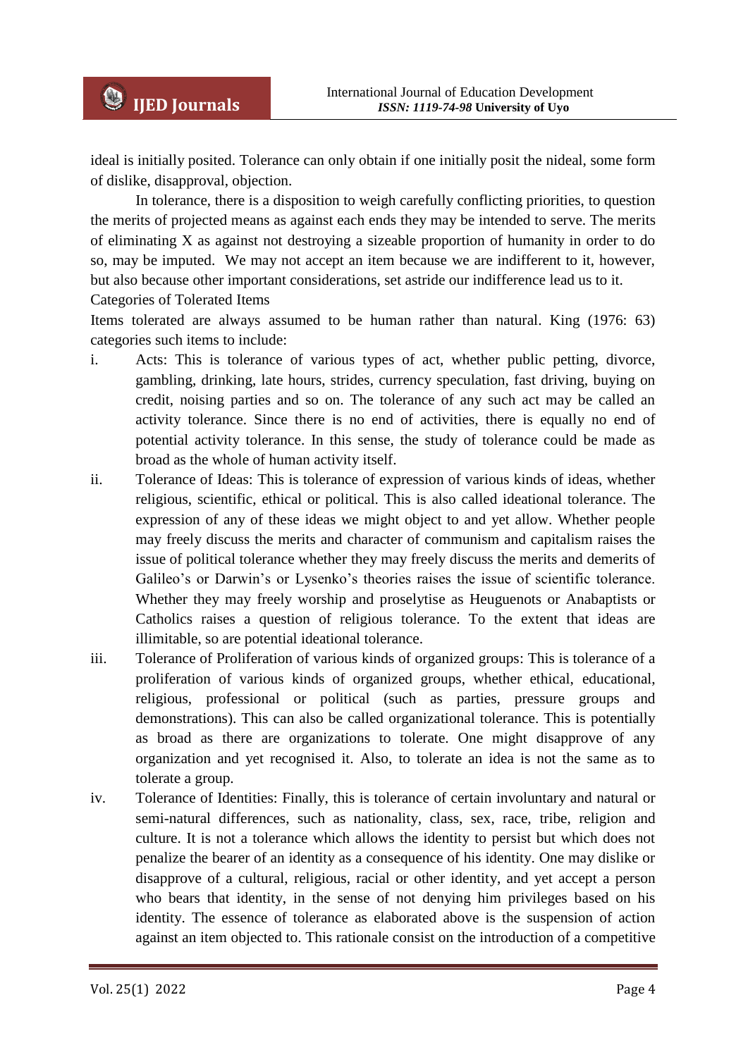ideal is initially posited. Tolerance can only obtain if one initially posit the nideal, some form of dislike, disapproval, objection.

In tolerance, there is a disposition to weigh carefully conflicting priorities, to question the merits of projected means as against each ends they may be intended to serve. The merits of eliminating X as against not destroying a sizeable proportion of humanity in order to do so, may be imputed. We may not accept an item because we are indifferent to it, however, but also because other important considerations, set astride our indifference lead us to it.

Categories of Tolerated Items

Items tolerated are always assumed to be human rather than natural. King (1976: 63) categories such items to include:

i. Acts: This is tolerance of various types of act, whether public petting, divorce, gambling, drinking, late hours, strides, currency speculation, fast driving, buying on credit, noising parties and so on. The tolerance of any such act may be called an activity tolerance. Since there is no end of activities, there is equally no end of potential activity tolerance. In this sense, the study of tolerance could be made as broad as the whole of human activity itself.

ii. Tolerance of Ideas: This is tolerance of expression of various kinds of ideas, whether religious, scientific, ethical or political. This is also called ideational tolerance. The expression of any of these ideas we might object to and yet allow. Whether people may freely discuss the merits and character of communism and capitalism raises the issue of political tolerance whether they may freely discuss the merits and demerits of Galileo's or Darwin's or Lysenko's theories raises the issue of scientific tolerance. Whether they may freely worship and proselytise as Heuguenots or Anabaptists or Catholics raises a question of religious tolerance. To the extent that ideas are illimitable, so are potential ideational tolerance.

iii. Tolerance of Proliferation of various kinds of organized groups: This is tolerance of a proliferation of various kinds of organized groups, whether ethical, educational, religious, professional or political (such as parties, pressure groups and demonstrations). This can also be called organizational tolerance. This is potentially as broad as there are organizations to tolerate. One might disapprove of any organization and yet recognised it. Also, to tolerate an idea is not the same as to tolerate a group.

iv. Tolerance of Identities: Finally, this is tolerance of certain involuntary and natural or semi-natural differences, such as nationality, class, sex, race, tribe, religion and culture. It is not a tolerance which allows the identity to persist but which does not penalize the bearer of an identity as a consequence of his identity. One may dislike or disapprove of a cultural, religious, racial or other identity, and yet accept a person who bears that identity, in the sense of not denying him privileges based on his identity. The essence of tolerance as elaborated above is the suspension of action against an item objected to. This rationale consist on the introduction of a competitive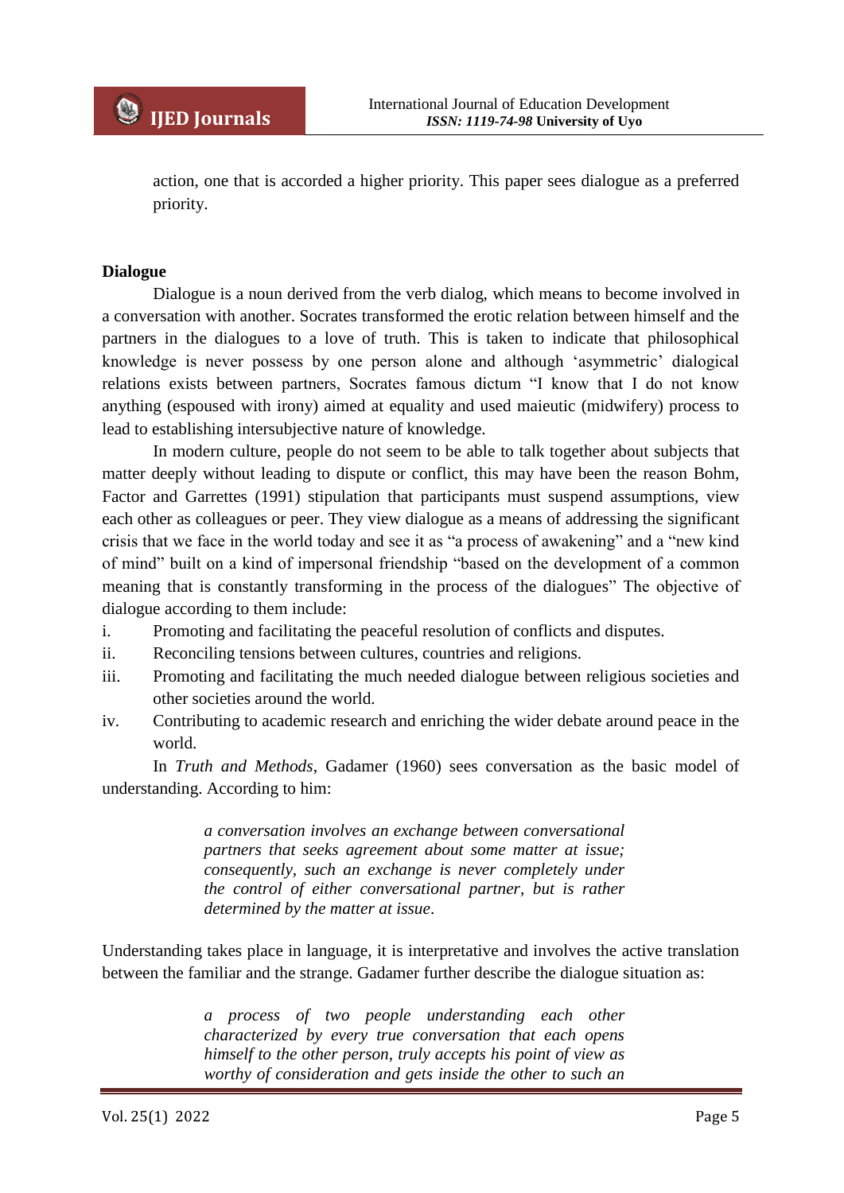action, one that is accorded a higher priority. This paper sees dialogue as a preferred priority.

## Dialogue

Dialogue is a noun derived from the verb dialog, which means to become involved in a conversation with another. Socrates transformed the erotic relation between himself and the partners in the dialogues to a love of truth. This is taken to indicate that philosophical knowledge is never possess by one person alone and although 'asymmetric' dialogical relations exists between partners, Socrates famous dictum "I know that I do not know anything (espoused with irony) aimed at equality and used maieutic (midwifery) process to lead to establishing intersubjective nature of knowledge.

In modern culture, people do not seem to be able to talk together about subjects that matter deeply without leading to dispute or conflict, this may have been the reason Bohm, Factor and Garrettes (1991) stipulation that participants must suspend assumptions, view each other as colleagues or peer. They view dialogue as a means of addressing the significant crisis that we face in the world today and see it as "a process of awakening" and a "new kind of mind" built on a kind of impersonal friendship "based on the development of a common meaning that is constantly transforming in the process of the dialogues" The objective of dialogue according to them include:

i. Promoting and facilitating the peaceful resolution of conflicts and disputes.
ii. Reconciling tensions between cultures, countries and religions.
iii. Promoting and facilitating the much needed dialogue between religious societies and other societies around the world.
iv. Contributing to academic research and enriching the wider debate around peace in the world.

In *Truth and Methods*, Gadamer (1960) sees conversation as the basic model of understanding. According to him:

> *a conversation involves an exchange between conversational partners that seeks agreement about some matter at issue; consequently, such an exchange is never completely under the control of either conversational partner, but is rather determined by the matter at issue.*

Understanding takes place in language, it is interpretative and involves the active translation between the familiar and the strange. Gadamer further describe the dialogue situation as:

> *a process of two people understanding each other characterized by every true conversation that each opens himself to the other person, truly accepts his point of view as worthy of consideration and gets inside the other to such an*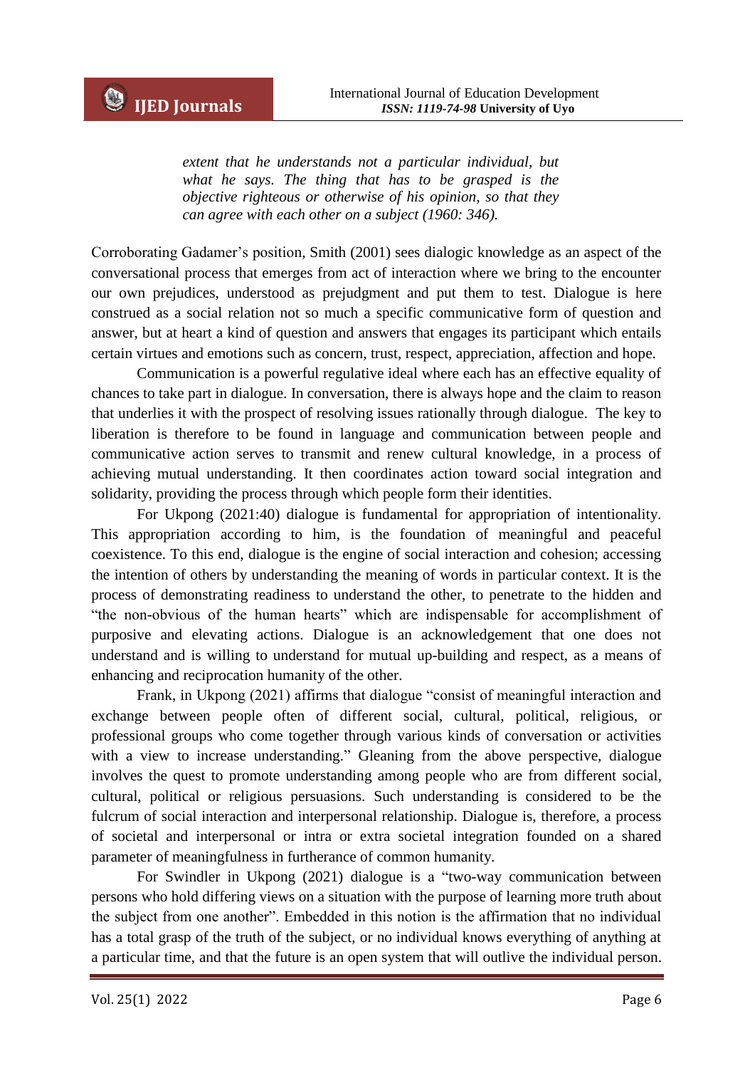> *extent that he understands not a particular individual, but what he says. The thing that has to be grasped is the objective righteous or otherwise of his opinion, so that they can agree with each other on a subject (1960: 346).*

Corroborating Gadamer's position, Smith (2001) sees dialogic knowledge as an aspect of the conversational process that emerges from act of interaction where we bring to the encounter our own prejudices, understood as prejudgment and put them to test. Dialogue is here construed as a social relation not so much a specific communicative form of question and answer, but at heart a kind of question and answers that engages its participant which entails certain virtues and emotions such as concern, trust, respect, appreciation, affection and hope.

Communication is a powerful regulative ideal where each has an effective equality of chances to take part in dialogue. In conversation, there is always hope and the claim to reason that underlies it with the prospect of resolving issues rationally through dialogue. The key to liberation is therefore to be found in language and communication between people and communicative action serves to transmit and renew cultural knowledge, in a process of achieving mutual understanding. It then coordinates action toward social integration and solidarity, providing the process through which people form their identities.

For Ukpong (2021:40) dialogue is fundamental for appropriation of intentionality. This appropriation according to him, is the foundation of meaningful and peaceful coexistence. To this end, dialogue is the engine of social interaction and cohesion; accessing the intention of others by understanding the meaning of words in particular context. It is the process of demonstrating readiness to understand the other, to penetrate to the hidden and "the non-obvious of the human hearts" which are indispensable for accomplishment of purposive and elevating actions. Dialogue is an acknowledgement that one does not understand and is willing to understand for mutual up-building and respect, as a means of enhancing and reciprocation humanity of the other.

Frank, in Ukpong (2021) affirms that dialogue "consist of meaningful interaction and exchange between people often of different social, cultural, political, religious, or professional groups who come together through various kinds of conversation or activities with a view to increase understanding." Gleaning from the above perspective, dialogue involves the quest to promote understanding among people who are from different social, cultural, political or religious persuasions. Such understanding is considered to be the fulcrum of social interaction and interpersonal relationship. Dialogue is, therefore, a process of societal and interpersonal or intra or extra societal integration founded on a shared parameter of meaningfulness in furtherance of common humanity.

For Swindler in Ukpong (2021) dialogue is a "two-way communication between persons who hold differing views on a situation with the purpose of learning more truth about the subject from one another". Embedded in this notion is the affirmation that no individual has a total grasp of the truth of the subject, or no individual knows everything of anything at a particular time, and that the future is an open system that will outlive the individual person.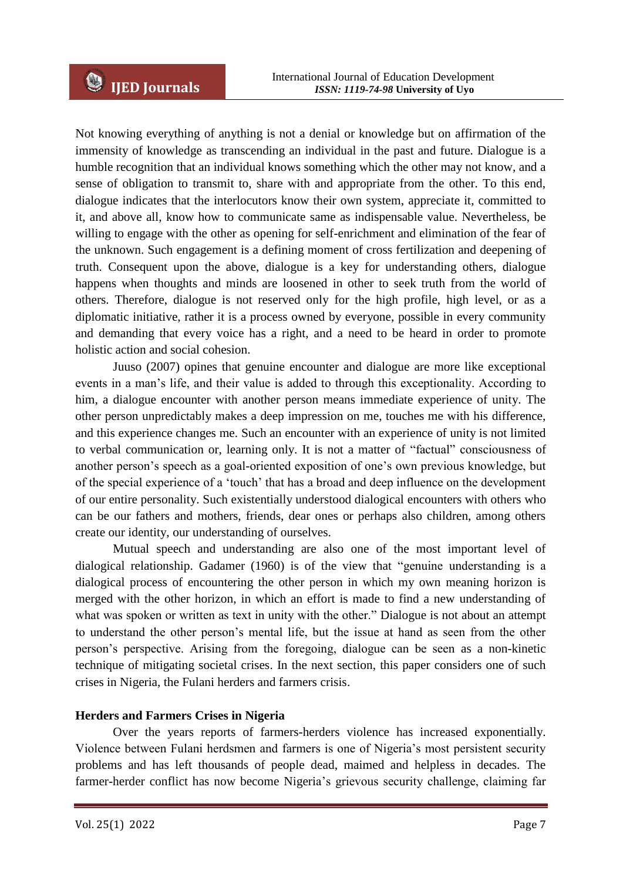Not knowing everything of anything is not a denial or knowledge but on affirmation of the immensity of knowledge as transcending an individual in the past and future. Dialogue is a humble recognition that an individual knows something which the other may not know, and a sense of obligation to transmit to, share with and appropriate from the other. To this end, dialogue indicates that the interlocutors know their own system, appreciate it, committed to it, and above all, know how to communicate same as indispensable value. Nevertheless, be willing to engage with the other as opening for self-enrichment and elimination of the fear of the unknown. Such engagement is a defining moment of cross fertilization and deepening of truth. Consequent upon the above, dialogue is a key for understanding others, dialogue happens when thoughts and minds are loosened in other to seek truth from the world of others. Therefore, dialogue is not reserved only for the high profile, high level, or as a diplomatic initiative, rather it is a process owned by everyone, possible in every community and demanding that every voice has a right, and a need to be heard in order to promote holistic action and social cohesion.

Juuso (2007) opines that genuine encounter and dialogue are more like exceptional events in a man's life, and their value is added to through this exceptionality. According to him, a dialogue encounter with another person means immediate experience of unity. The other person unpredictably makes a deep impression on me, touches me with his difference, and this experience changes me. Such an encounter with an experience of unity is not limited to verbal communication or, learning only. It is not a matter of "factual" consciousness of another person's speech as a goal-oriented exposition of one's own previous knowledge, but of the special experience of a 'touch' that has a broad and deep influence on the development of our entire personality. Such existentially understood dialogical encounters with others who can be our fathers and mothers, friends, dear ones or perhaps also children, among others create our identity, our understanding of ourselves.

Mutual speech and understanding are also one of the most important level of dialogical relationship. Gadamer (1960) is of the view that "genuine understanding is a dialogical process of encountering the other person in which my own meaning horizon is merged with the other horizon, in which an effort is made to find a new understanding of what was spoken or written as text in unity with the other." Dialogue is not about an attempt to understand the other person's mental life, but the issue at hand as seen from the other person's perspective. Arising from the foregoing, dialogue can be seen as a non-kinetic technique of mitigating societal crises. In the next section, this paper considers one of such crises in Nigeria, the Fulani herders and farmers crisis.

## Herders and Farmers Crises in Nigeria

Over the years reports of farmers-herders violence has increased exponentially. Violence between Fulani herdsmen and farmers is one of Nigeria's most persistent security problems and has left thousands of people dead, maimed and helpless in decades. The farmer-herder conflict has now become Nigeria's grievous security challenge, claiming far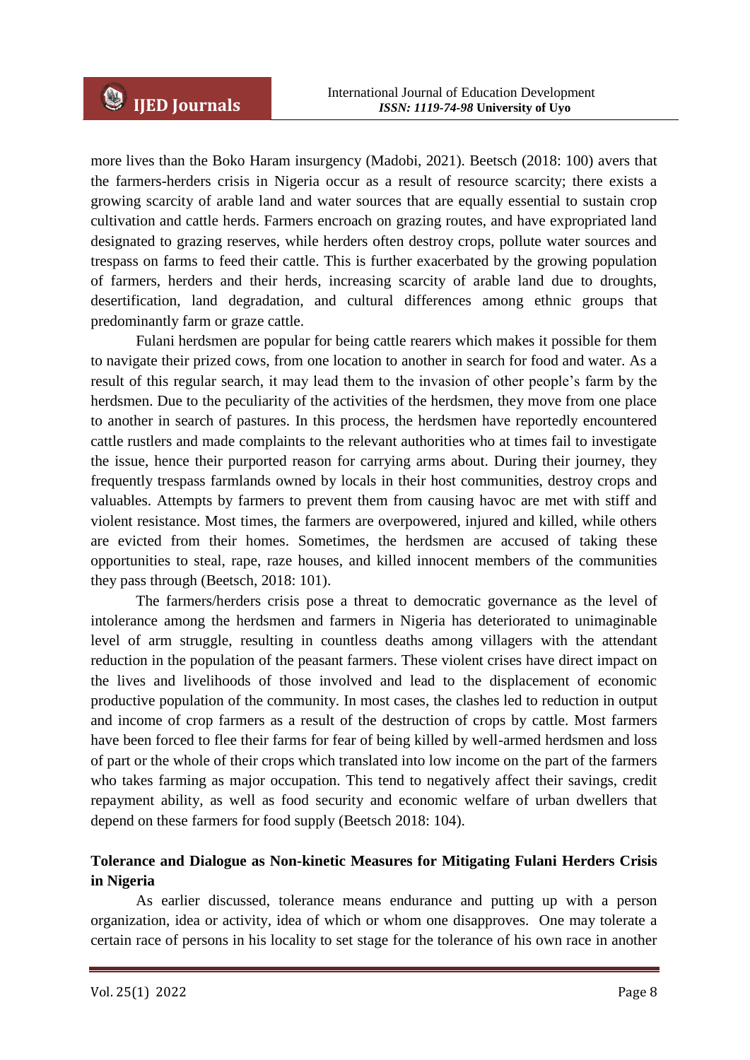more lives than the Boko Haram insurgency (Madobi, 2021). Beetsch (2018: 100) avers that the farmers-herders crisis in Nigeria occur as a result of resource scarcity; there exists a growing scarcity of arable land and water sources that are equally essential to sustain crop cultivation and cattle herds. Farmers encroach on grazing routes, and have expropriated land designated to grazing reserves, while herders often destroy crops, pollute water sources and trespass on farms to feed their cattle. This is further exacerbated by the growing population of farmers, herders and their herds, increasing scarcity of arable land due to droughts, desertification, land degradation, and cultural differences among ethnic groups that predominantly farm or graze cattle.

Fulani herdsmen are popular for being cattle rearers which makes it possible for them to navigate their prized cows, from one location to another in search for food and water. As a result of this regular search, it may lead them to the invasion of other people's farm by the herdsmen. Due to the peculiarity of the activities of the herdsmen, they move from one place to another in search of pastures. In this process, the herdsmen have reportedly encountered cattle rustlers and made complaints to the relevant authorities who at times fail to investigate the issue, hence their purported reason for carrying arms about. During their journey, they frequently trespass farmlands owned by locals in their host communities, destroy crops and valuables. Attempts by farmers to prevent them from causing havoc are met with stiff and violent resistance. Most times, the farmers are overpowered, injured and killed, while others are evicted from their homes. Sometimes, the herdsmen are accused of taking these opportunities to steal, rape, raze houses, and killed innocent members of the communities they pass through (Beetsch, 2018: 101).

The farmers/herders crisis pose a threat to democratic governance as the level of intolerance among the herdsmen and farmers in Nigeria has deteriorated to unimaginable level of arm struggle, resulting in countless deaths among villagers with the attendant reduction in the population of the peasant farmers. These violent crises have direct impact on the lives and livelihoods of those involved and lead to the displacement of economic productive population of the community. In most cases, the clashes led to reduction in output and income of crop farmers as a result of the destruction of crops by cattle. Most farmers have been forced to flee their farms for fear of being killed by well-armed herdsmen and loss of part or the whole of their crops which translated into low income on the part of the farmers who takes farming as major occupation. This tend to negatively affect their savings, credit repayment ability, as well as food security and economic welfare of urban dwellers that depend on these farmers for food supply (Beetsch 2018: 104).

## Tolerance and Dialogue as Non-kinetic Measures for Mitigating Fulani Herders Crisis in Nigeria

As earlier discussed, tolerance means endurance and putting up with a person organization, idea or activity, idea of which or whom one disapproves. One may tolerate a certain race of persons in his locality to set stage for the tolerance of his own race in another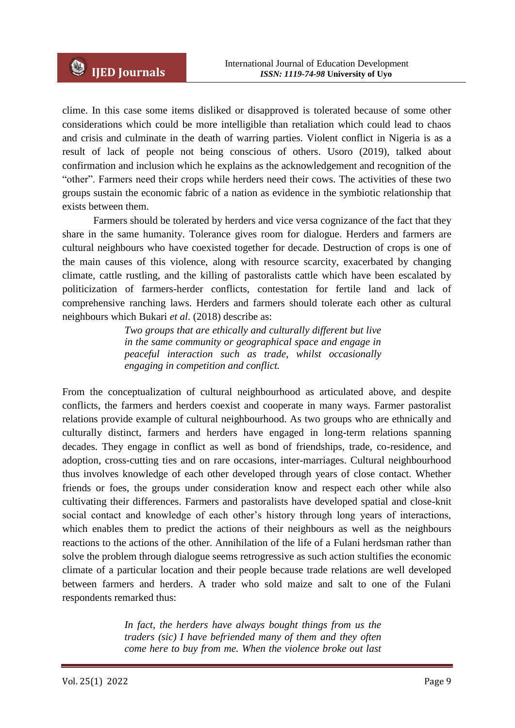clime. In this case some items disliked or disapproved is tolerated because of some other considerations which could be more intelligible than retaliation which could lead to chaos and crisis and culminate in the death of warring parties. Violent conflict in Nigeria is as a result of lack of people not being conscious of others. Usoro (2019), talked about confirmation and inclusion which he explains as the acknowledgement and recognition of the "other". Farmers need their crops while herders need their cows. The activities of these two groups sustain the economic fabric of a nation as evidence in the symbiotic relationship that exists between them.

Farmers should be tolerated by herders and vice versa cognizance of the fact that they share in the same humanity. Tolerance gives room for dialogue. Herders and farmers are cultural neighbours who have coexisted together for decade. Destruction of crops is one of the main causes of this violence, along with resource scarcity, exacerbated by changing climate, cattle rustling, and the killing of pastoralists cattle which have been escalated by politicization of farmers-herder conflicts, contestation for fertile land and lack of comprehensive ranching laws. Herders and farmers should tolerate each other as cultural neighbours which Bukari *et al*. (2018) describe as:

> *Two groups that are ethically and culturally different but live in the same community or geographical space and engage in peaceful interaction such as trade, whilst occasionally engaging in competition and conflict.*

From the conceptualization of cultural neighbourhood as articulated above, and despite conflicts, the farmers and herders coexist and cooperate in many ways. Farmer pastoralist relations provide example of cultural neighbourhood. As two groups who are ethnically and culturally distinct, farmers and herders have engaged in long-term relations spanning decades. They engage in conflict as well as bond of friendships, trade, co-residence, and adoption, cross-cutting ties and on rare occasions, inter-marriages. Cultural neighbourhood thus involves knowledge of each other developed through years of close contact. Whether friends or foes, the groups under consideration know and respect each other while also cultivating their differences. Farmers and pastoralists have developed spatial and close-knit social contact and knowledge of each other's history through long years of interactions, which enables them to predict the actions of their neighbours as well as the neighbours reactions to the actions of the other. Annihilation of the life of a Fulani herdsman rather than solve the problem through dialogue seems retrogressive as such action stultifies the economic climate of a particular location and their people because trade relations are well developed between farmers and herders. A trader who sold maize and salt to one of the Fulani respondents remarked thus:

> *In fact, the herders have always bought things from us the traders (sic) I have befriended many of them and they often come here to buy from me. When the violence broke out last*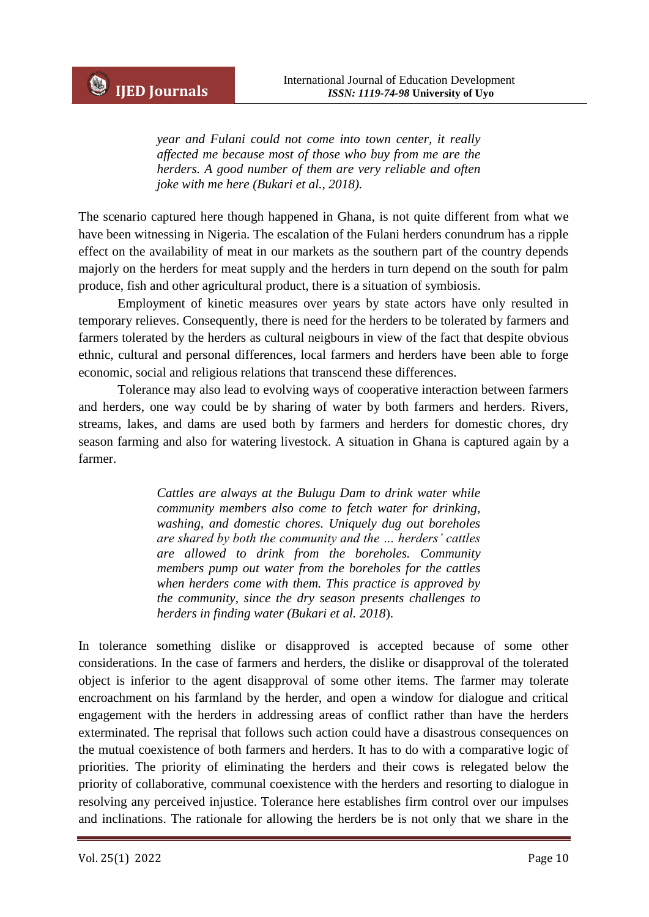> *year and Fulani could not come into town center, it really affected me because most of those who buy from me are the herders. A good number of them are very reliable and often joke with me here (Bukari et al., 2018).*

The scenario captured here though happened in Ghana, is not quite different from what we have been witnessing in Nigeria. The escalation of the Fulani herders conundrum has a ripple effect on the availability of meat in our markets as the southern part of the country depends majorly on the herders for meat supply and the herders in turn depend on the south for palm produce, fish and other agricultural product, there is a situation of symbiosis.

Employment of kinetic measures over years by state actors have only resulted in temporary relieves. Consequently, there is need for the herders to be tolerated by farmers and farmers tolerated by the herders as cultural neigbours in view of the fact that despite obvious ethnic, cultural and personal differences, local farmers and herders have been able to forge economic, social and religious relations that transcend these differences.

Tolerance may also lead to evolving ways of cooperative interaction between farmers and herders, one way could be by sharing of water by both farmers and herders. Rivers, streams, lakes, and dams are used both by farmers and herders for domestic chores, dry season farming and also for watering livestock. A situation in Ghana is captured again by a farmer.

> *Cattles are always at the Bulugu Dam to drink water while community members also come to fetch water for drinking, washing, and domestic chores. Uniquely dug out boreholes are shared by both the community and the ... herders' cattles are allowed to drink from the boreholes. Community members pump out water from the boreholes for the cattles when herders come with them. This practice is approved by the community, since the dry season presents challenges to herders in finding water (Bukari et al. 2018*).

In tolerance something dislike or disapproved is accepted because of some other considerations. In the case of farmers and herders, the dislike or disapproval of the tolerated object is inferior to the agent disapproval of some other items. The farmer may tolerate encroachment on his farmland by the herder, and open a window for dialogue and critical engagement with the herders in addressing areas of conflict rather than have the herders exterminated. The reprisal that follows such action could have a disastrous consequences on the mutual coexistence of both farmers and herders. It has to do with a comparative logic of priorities. The priority of eliminating the herders and their cows is relegated below the priority of collaborative, communal coexistence with the herders and resorting to dialogue in resolving any perceived injustice. Tolerance here establishes firm control over our impulses and inclinations. The rationale for allowing the herders be is not only that we share in the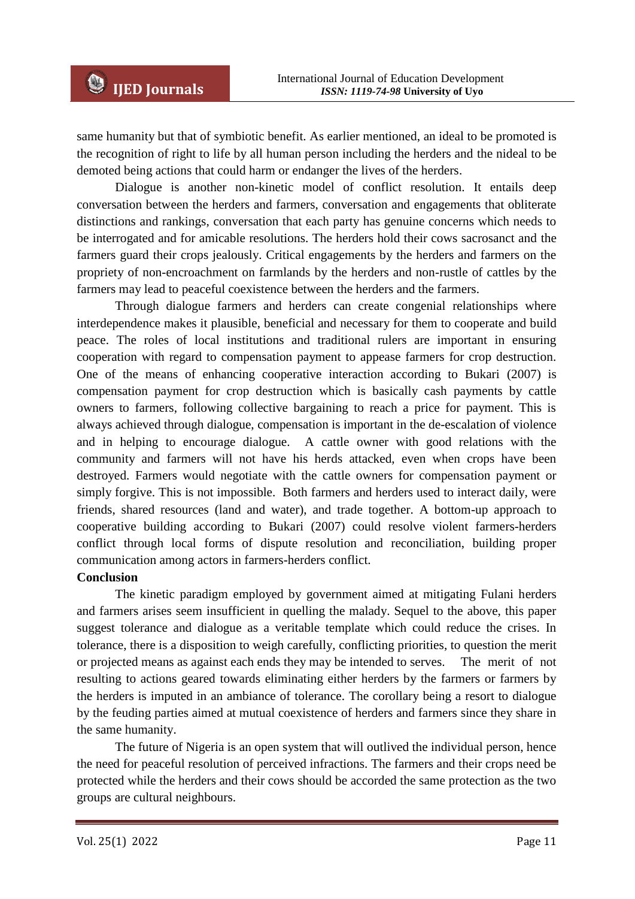same humanity but that of symbiotic benefit. As earlier mentioned, an ideal to be promoted is the recognition of right to life by all human person including the herders and the nideal to be demoted being actions that could harm or endanger the lives of the herders.

Dialogue is another non-kinetic model of conflict resolution. It entails deep conversation between the herders and farmers, conversation and engagements that obliterate distinctions and rankings, conversation that each party has genuine concerns which needs to be interrogated and for amicable resolutions. The herders hold their cows sacrosanct and the farmers guard their crops jealously. Critical engagements by the herders and farmers on the propriety of non-encroachment on farmlands by the herders and non-rustle of cattles by the farmers may lead to peaceful coexistence between the herders and the farmers.

Through dialogue farmers and herders can create congenial relationships where interdependence makes it plausible, beneficial and necessary for them to cooperate and build peace. The roles of local institutions and traditional rulers are important in ensuring cooperation with regard to compensation payment to appease farmers for crop destruction. One of the means of enhancing cooperative interaction according to Bukari (2007) is compensation payment for crop destruction which is basically cash payments by cattle owners to farmers, following collective bargaining to reach a price for payment. This is always achieved through dialogue, compensation is important in the de-escalation of violence and in helping to encourage dialogue. A cattle owner with good relations with the community and farmers will not have his herds attacked, even when crops have been destroyed. Farmers would negotiate with the cattle owners for compensation payment or simply forgive. This is not impossible. Both farmers and herders used to interact daily, were friends, shared resources (land and water), and trade together. A bottom-up approach to cooperative building according to Bukari (2007) could resolve violent farmers-herders conflict through local forms of dispute resolution and reconciliation, building proper communication among actors in farmers-herders conflict.

**Conclusion**

The kinetic paradigm employed by government aimed at mitigating Fulani herders and farmers arises seem insufficient in quelling the malady. Sequel to the above, this paper suggest tolerance and dialogue as a veritable template which could reduce the crises. In tolerance, there is a disposition to weigh carefully, conflicting priorities, to question the merit or projected means as against each ends they may be intended to serves. The merit of not resulting to actions geared towards eliminating either herders by the farmers or farmers by the herders is imputed in an ambiance of tolerance. The corollary being a resort to dialogue by the feuding parties aimed at mutual coexistence of herders and farmers since they share in the same humanity.

The future of Nigeria is an open system that will outlived the individual person, hence the need for peaceful resolution of perceived infractions. The farmers and their crops need be protected while the herders and their cows should be accorded the same protection as the two groups are cultural neighbours.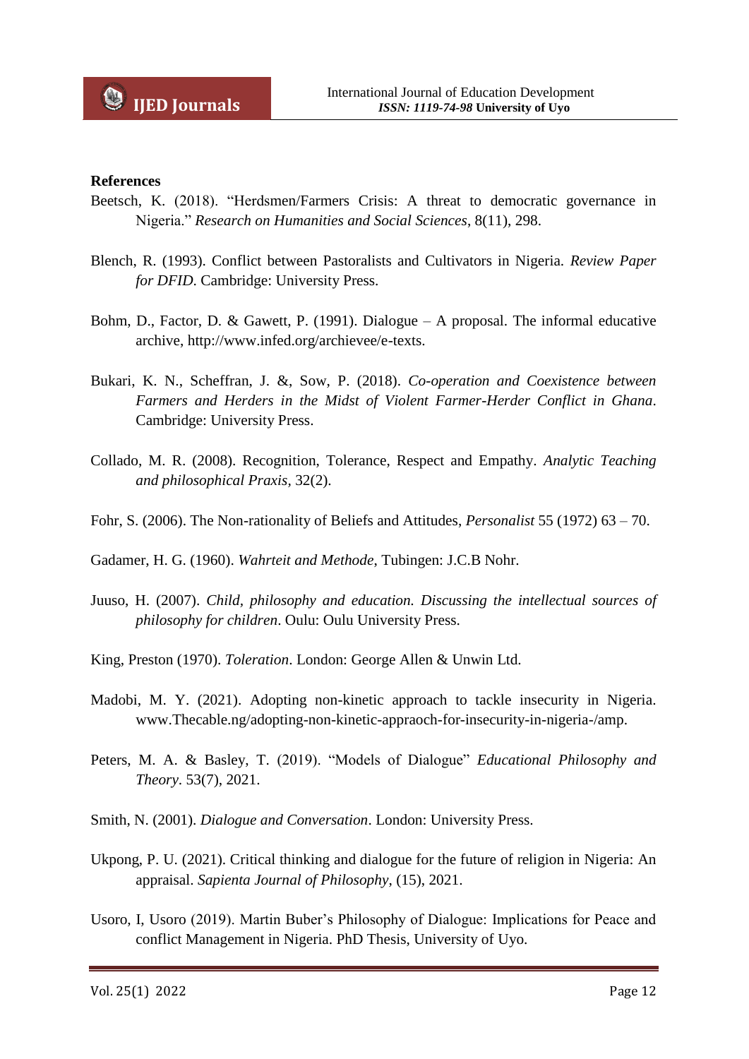**References**

Beetsch, K. (2018). "Herdsmen/Farmers Crisis: A threat to democratic governance in Nigeria." *Research on Humanities and Social Sciences*, 8(11), 298.

Blench, R. (1993). Conflict between Pastoralists and Cultivators in Nigeria. *Review Paper for DFID*. Cambridge: University Press.

Bohm, D., Factor, D. & Gawett, P. (1991). Dialogue – A proposal. The informal educative archive, http://www.infed.org/archievee/e-texts.

Bukari, K. N., Scheffran, J. &, Sow, P. (2018). *Co-operation and Coexistence between Farmers and Herders in the Midst of Violent Farmer-Herder Conflict in Ghana*. Cambridge: University Press.

Collado, M. R. (2008). Recognition, Tolerance, Respect and Empathy. *Analytic Teaching and philosophical Praxis*, 32(2).

Fohr, S. (2006). The Non-rationality of Beliefs and Attitudes, *Personalist* 55 (1972) 63 – 70.

Gadamer, H. G. (1960). *Wahrteit and Methode*, Tubingen: J.C.B Nohr.

Juuso, H. (2007). *Child, philosophy and education. Discussing the intellectual sources of philosophy for children*. Oulu: Oulu University Press.

King, Preston (1970). *Toleration*. London: George Allen & Unwin Ltd.

Madobi, M. Y. (2021). Adopting non-kinetic approach to tackle insecurity in Nigeria. www.Thecable.ng/adopting-non-kinetic-appraoch-for-insecurity-in-nigeria-/amp.

Peters, M. A. & Basley, T. (2019). "Models of Dialogue" *Educational Philosophy and Theory*. 53(7), 2021.

Smith, N. (2001). *Dialogue and Conversation*. London: University Press.

Ukpong, P. U. (2021). Critical thinking and dialogue for the future of religion in Nigeria: An appraisal. *Sapienta Journal of Philosophy*, (15), 2021.

Usoro, I, Usoro (2019). Martin Buber's Philosophy of Dialogue: Implications for Peace and conflict Management in Nigeria. PhD Thesis, University of Uyo.